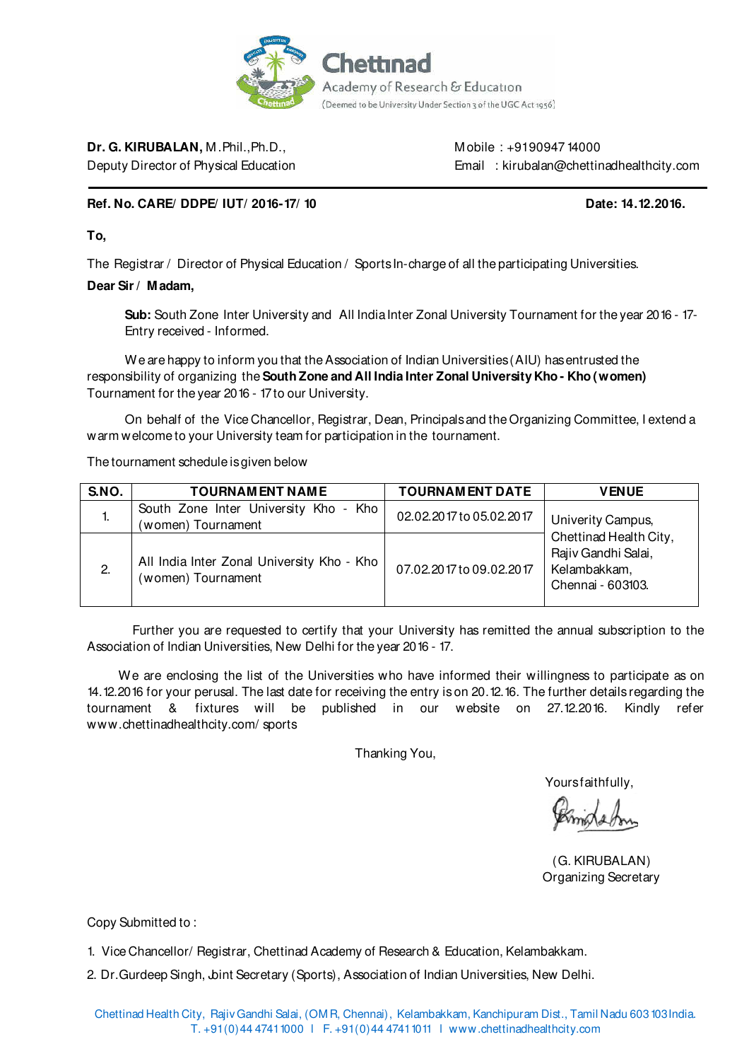**Chettinad**
Academy of Research & Education
(Deemed to be University Under Section 3 of the UGC Act 1956)

**Dr. G. KIRUBALAN,** M.Phil.,Ph.D.,
Deputy Director of Physical Education

Mobile : +9190947 14000
Email : kirubalan@chettinadhealthcity.com

**Ref. No. CARE/ DDPE/ IUT/ 2016-17/ 10** **Date: 14.12.2016.**

**To,**

The Registrar / Director of Physical Education / Sports In-charge of all the participating Universities.

**Dear Sir / Madam,**

**Sub:** South Zone Inter University and All India Inter Zonal University Tournament for the year 2016 - 17- Entry received - Informed.

We are happy to inform you that the Association of Indian Universities (AIU) has entrusted the responsibility of organizing the **South Zone and All India Inter Zonal University Kho - Kho (women)** Tournament for the year 2016 - 17 to our University.

On behalf of the Vice Chancellor, Registrar, Dean, Principals and the Organizing Committee, I extend a warm welcome to your University team for participation in the tournament.

The tournament schedule is given below

| S.NO. | TOURNAMENT NAME | TOURNAMENT DATE | VENUE |
|---|---|---|---|
| 1. | South Zone Inter University Kho - Kho (women) Tournament | 02.02.2017 to 05.02.2017 | Univerity Campus, Chettinad Health City, Rajiv Gandhi Salai, Kelambakkam, Chennai - 603103. |
| 2. | All India Inter Zonal University Kho - Kho (women) Tournament | 07.02.2017 to 09.02.2017 | |

Further you are requested to certify that your University has remitted the annual subscription to the Association of Indian Universities, New Delhi for the year 2016 - 17.

We are enclosing the list of the Universities who have informed their willingness to participate as on 14.12.2016 for your perusal. The last date for receiving the entry is on 20.12.16. The further details regarding the tournament & fixtures will be published in our website on 27.12.2016. Kindly refer www.chettinadhealthcity.com/ sports

Thanking You,

Yours faithfully,

(G. KIRUBALAN)
Organizing Secretary

Copy Submitted to :

1. Vice Chancellor/ Registrar, Chettinad Academy of Research & Education, Kelambakkam.
2. Dr.Gurdeep Singh, Joint Secretary (Sports), Association of Indian Universities, New Delhi.

Chettinad Health City, Rajiv Gandhi Salai, (OMR, Chennai), Kelambakkam, Kanchipuram Dist., Tamil Nadu 603 103 India.
T. +91 (0) 44 4741 1000 I F. +91 (0) 44 4741 1011 I www.chettinadhealthcity.com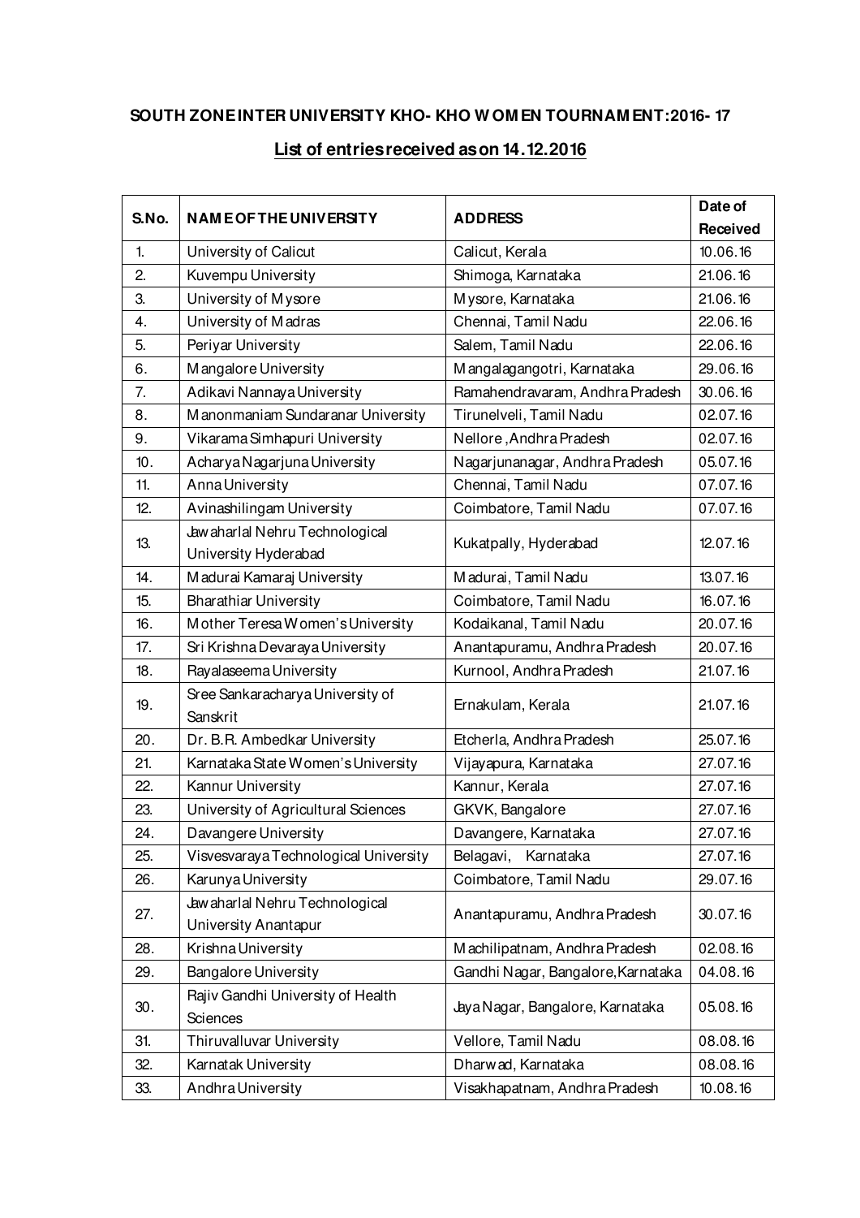**SOUTH ZONE INTER UNIVERSITY KHO- KHO WOMEN TOURNAMENT:2016- 17**

**<u>List of entries received as on 14.12.2016</u>**

| S.No. | NAME OF THE UNIVERSITY | ADDRESS | Date of Received |
|---|---|---|---|
| 1. | University of Calicut | Calicut, Kerala | 10.06.16 |
| 2. | Kuvempu University | Shimoga, Karnataka | 21.06.16 |
| 3. | University of Mysore | Mysore, Karnataka | 21.06.16 |
| 4. | University of Madras | Chennai, Tamil Nadu | 22.06.16 |
| 5. | Periyar University | Salem, Tamil Nadu | 22.06.16 |
| 6. | Mangalore University | Mangalagangotri, Karnataka | 29.06.16 |
| 7. | Adikavi Nannaya University | Ramahendravaram, Andhra Pradesh | 30.06.16 |
| 8. | Manonmaniam Sundaranar University | Tirunelveli, Tamil Nadu | 02.07.16 |
| 9. | Vikarama Simhapuri University | Nellore ,Andhra Pradesh | 02.07.16 |
| 10. | Acharya Nagarjuna University | Nagarjunanagar, Andhra Pradesh | 05.07.16 |
| 11. | Anna University | Chennai, Tamil Nadu | 07.07.16 |
| 12. | Avinashilingam University | Coimbatore, Tamil Nadu | 07.07.16 |
| 13. | Jawaharlal Nehru Technological University Hyderabad | Kukatpally, Hyderabad | 12.07.16 |
| 14. | Madurai Kamaraj University | Madurai, Tamil Nadu | 13.07.16 |
| 15. | Bharathiar University | Coimbatore, Tamil Nadu | 16.07.16 |
| 16. | Mother Teresa Women's University | Kodaikanal, Tamil Nadu | 20.07.16 |
| 17. | Sri Krishna Devaraya University | Anantapuramu, Andhra Pradesh | 20.07.16 |
| 18. | Rayalaseema University | Kurnool, Andhra Pradesh | 21.07.16 |
| 19. | Sree Sankaracharya University of Sanskrit | Ernakulam, Kerala | 21.07.16 |
| 20. | Dr. B.R. Ambedkar University | Etcherla, Andhra Pradesh | 25.07.16 |
| 21. | Karnataka State Women's University | Vijayapura, Karnataka | 27.07.16 |
| 22. | Kannur University | Kannur, Kerala | 27.07.16 |
| 23. | University of Agricultural Sciences | GKVK, Bangalore | 27.07.16 |
| 24. | Davangere University | Davangere, Karnataka | 27.07.16 |
| 25. | Visvesvaraya Technological University | Belagavi, Karnataka | 27.07.16 |
| 26. | Karunya University | Coimbatore, Tamil Nadu | 29.07.16 |
| 27. | Jawaharlal Nehru Technological University Anantapur | Anantapuramu, Andhra Pradesh | 30.07.16 |
| 28. | Krishna University | Machilipatnam, Andhra Pradesh | 02.08.16 |
| 29. | Bangalore University | Gandhi Nagar, Bangalore,Karnataka | 04.08.16 |
| 30. | Rajiv Gandhi University of Health Sciences | Jaya Nagar, Bangalore, Karnataka | 05.08.16 |
| 31. | Thiruvalluvar University | Vellore, Tamil Nadu | 08.08.16 |
| 32. | Karnatak University | Dharwad, Karnataka | 08.08.16 |
| 33. | Andhra University | Visakhapatnam, Andhra Pradesh | 10.08.16 |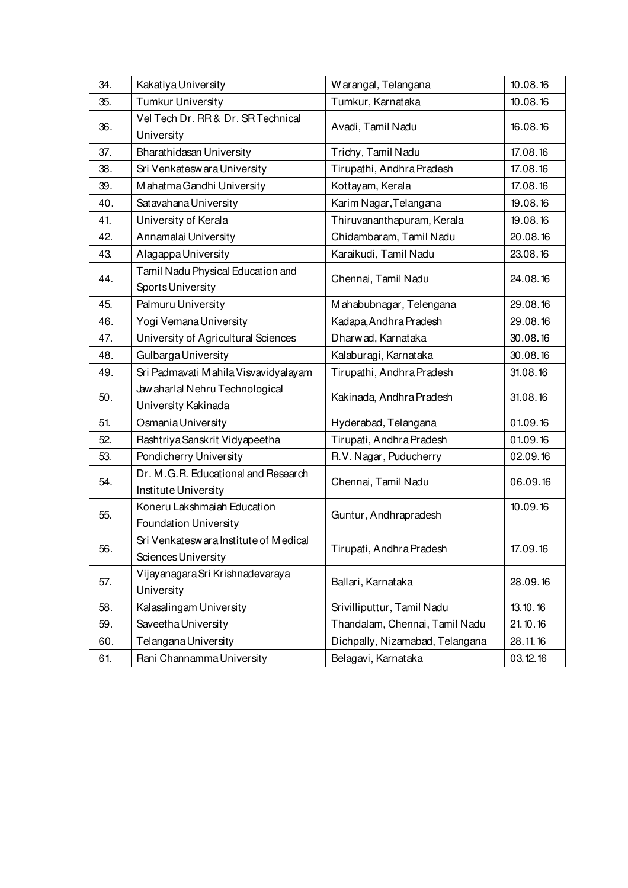| | | | |
|---|---|---|---|
| 34. | Kakatiya University | Warangal, Telangana | 10.08.16 |
| 35. | Tumkur University | Tumkur, Karnataka | 10.08.16 |
| 36. | Vel Tech Dr. RR & Dr. SR Technical University | Avadi, Tamil Nadu | 16.08.16 |
| 37. | Bharathidasan University | Trichy, Tamil Nadu | 17.08.16 |
| 38. | Sri Venkateswara University | Tirupathi, Andhra Pradesh | 17.08.16 |
| 39. | Mahatma Gandhi University | Kottayam, Kerala | 17.08.16 |
| 40. | Satavahana University | Karim Nagar,Telangana | 19.08.16 |
| 41. | University of Kerala | Thiruvananthapuram, Kerala | 19.08.16 |
| 42. | Annamalai University | Chidambaram, Tamil Nadu | 20.08.16 |
| 43. | Alagappa University | Karaikudi, Tamil Nadu | 23.08.16 |
| 44. | Tamil Nadu Physical Education and Sports University | Chennai, Tamil Nadu | 24.08.16 |
| 45. | Palmuru University | Mahabubnagar, Telengana | 29.08.16 |
| 46. | Yogi Vemana University | Kadapa,Andhra Pradesh | 29.08.16 |
| 47. | University of Agricultural Sciences | Dharwad, Karnataka | 30.08.16 |
| 48. | Gulbarga University | Kalaburagi, Karnataka | 30.08.16 |
| 49. | Sri Padmavati Mahila Visvavidyalayam | Tirupathi, Andhra Pradesh | 31.08.16 |
| 50. | Jawaharlal Nehru Technological University Kakinada | Kakinada, Andhra Pradesh | 31.08.16 |
| 51. | Osmania University | Hyderabad, Telangana | 01.09.16 |
| 52. | Rashtriya Sanskrit Vidyapeetha | Tirupati, Andhra Pradesh | 01.09.16 |
| 53. | Pondicherry University | R.V. Nagar, Puducherry | 02.09.16 |
| 54. | Dr. M.G.R. Educational and Research Institute University | Chennai, Tamil Nadu | 06.09.16 |
| 55. | Koneru Lakshmaiah Education Foundation University | Guntur, Andhrapradesh | 10.09.16 |
| 56. | Sri Venkateswara Institute of Medical Sciences University | Tirupati, Andhra Pradesh | 17.09.16 |
| 57. | Vijayanagara Sri Krishnadevaraya University | Ballari, Karnataka | 28.09.16 |
| 58. | Kalasalingam University | Srivilliputtur, Tamil Nadu | 13.10.16 |
| 59. | Saveetha University | Thandalam, Chennai, Tamil Nadu | 21.10.16 |
| 60. | Telangana University | Dichpally, Nizamabad, Telangana | 28.11.16 |
| 61. | Rani Channamma University | Belagavi, Karnataka | 03.12.16 |